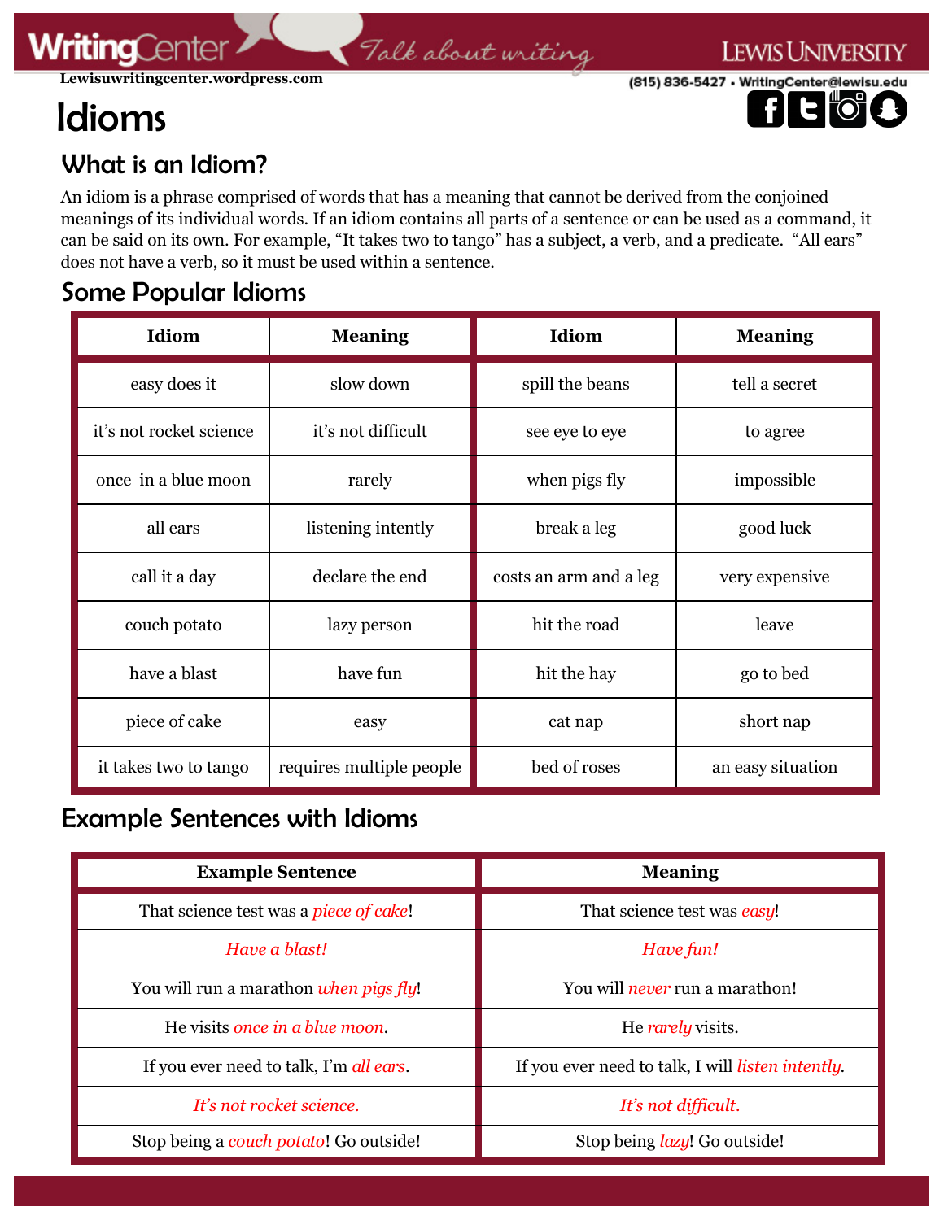# Idioms

## What is an Idiom?

An idiom is a phrase comprised of words that has a meaning that cannot be derived from the conjoined meanings of its individual words. If an idiom contains all parts of a sentence or can be used as a command, it can be said on its own. For example, "It takes two to tango" has a subject, a verb, and a predicate. "All ears" does not have a verb, so it must be used within a sentence.

## Some Popular Idioms

| Idiom | Meaning | Idiom | Meaning |
|---|---|---|---|
| easy does it | slow down | spill the beans | tell a secret |
| it's not rocket science | it's not difficult | see eye to eye | to agree |
| once in a blue moon | rarely | when pigs fly | impossible |
| all ears | listening intently | break a leg | good luck |
| call it a day | declare the end | costs an arm and a leg | very expensive |
| couch potato | lazy person | hit the road | leave |
| have a blast | have fun | hit the hay | go to bed |
| piece of cake | easy | cat nap | short nap |
| it takes two to tango | requires multiple people | bed of roses | an easy situation |

## Example Sentences with Idioms

| Example Sentence | Meaning |
|---|---|
| That science test was a *piece of cake*! | That science test was *easy*! |
| *Have a blast!* | *Have fun!* |
| You will run a marathon *when pigs fly*! | You will *never* run a marathon! |
| He visits *once in a blue moon*. | He *rarely* visits. |
| If you ever need to talk, I'm *all ears*. | If you ever need to talk, I will *listen intently*. |
| *It's not rocket science.* | *It's not difficult.* |
| Stop being a *couch potato*! Go outside! | Stop being *lazy*! Go outside! |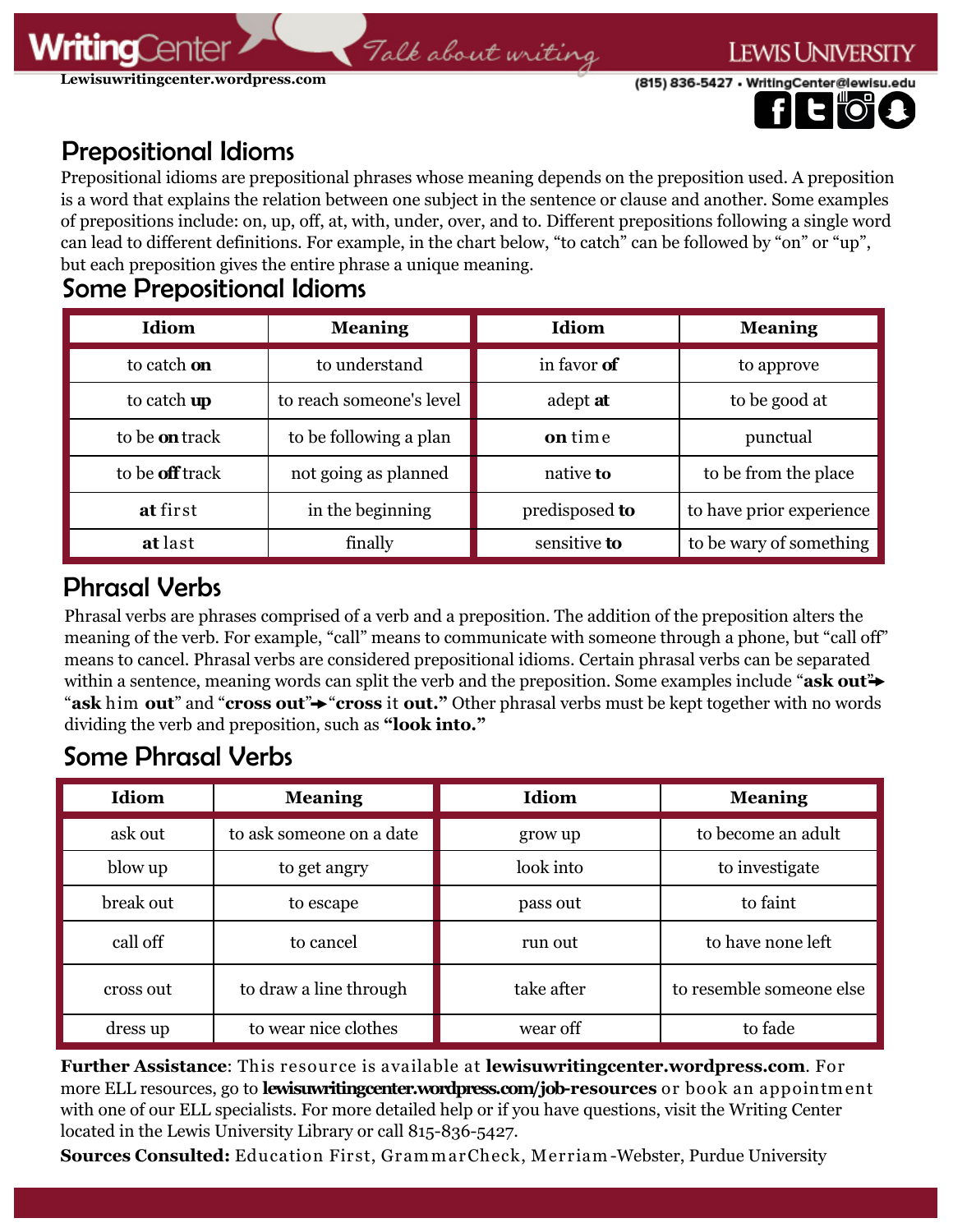## Prepositional Idioms

Prepositional idioms are prepositional phrases whose meaning depends on the preposition used. A preposition is a word that explains the relation between one subject in the sentence or clause and another. Some examples of prepositions include: on, up, off, at, with, under, over, and to. Different prepositions following a single word can lead to different definitions. For example, in the chart below, "to catch" can be followed by "on" or "up", but each preposition gives the entire phrase a unique meaning.

## Some Prepositional Idioms

| Idiom | Meaning | Idiom | Meaning |
|---|---|---|---|
| to catch **on** | to understand | in favor **of** | to approve |
| to catch **up** | to reach someone's level | adept **at** | to be good at |
| to be **on** track | to be following a plan | **on** time | punctual |
| to be **off** track | not going as planned | native **to** | to be from the place |
| **at** first | in the beginning | predisposed **to** | to have prior experience |
| **at** last | finally | sensitive **to** | to be wary of something |

## Phrasal Verbs

Phrasal verbs are phrases comprised of a verb and a preposition. The addition of the preposition alters the meaning of the verb. For example, "call" means to communicate with someone through a phone, but "call off" means to cancel. Phrasal verbs are considered prepositional idioms. Certain phrasal verbs can be separated within a sentence, meaning words can split the verb and the preposition. Some examples include "**ask out**"→ "**ask** him **out**" and "**cross out**"→ "**cross** it **out.**" Other phrasal verbs must be kept together with no words dividing the verb and preposition, such as **"look into."**

## Some Phrasal Verbs

| Idiom | Meaning | Idiom | Meaning |
|---|---|---|---|
| ask out | to ask someone on a date | grow up | to become an adult |
| blow up | to get angry | look into | to investigate |
| break out | to escape | pass out | to faint |
| call off | to cancel | run out | to have none left |
| cross out | to draw a line through | take after | to resemble someone else |
| dress up | to wear nice clothes | wear off | to fade |

**Further Assistance**: This resource is available at **lewisuwritingcenter.wordpress.com**. For more ELL resources, go to **lewisuwritingcenter.wordpress.com/job-resources** or book an appointment with one of our ELL specialists. For more detailed help or if you have questions, visit the Writing Center located in the Lewis University Library or call 815-836-5427.

**Sources Consulted:** Education First, GrammarCheck, Merriam-Webster, Purdue University